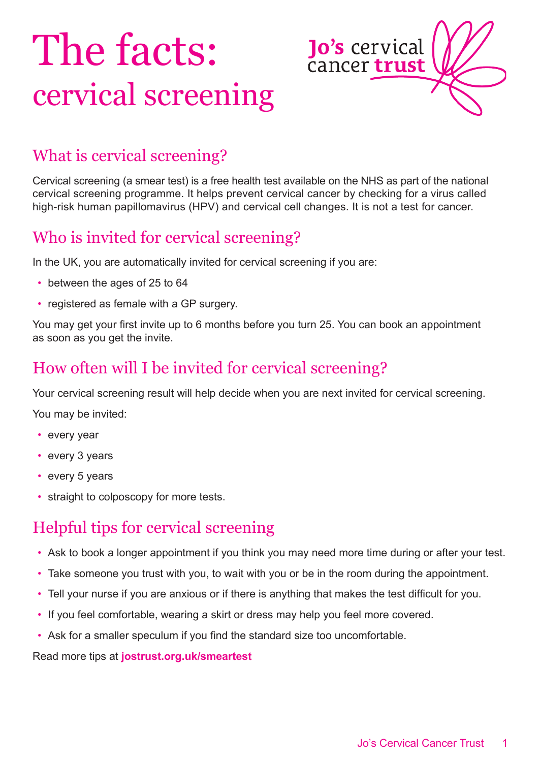# The facts: cervical screening

Jo's cervical cancer trust

## What is cervical screening?

Cervical screening (a smear test) is a free health test available on the NHS as part of the national cervical screening programme. It helps prevent cervical cancer by checking for a virus called high-risk human papillomavirus (HPV) and cervical cell changes. It is not a test for cancer.

## Who is invited for cervical screening?

In the UK, you are automatically invited for cervical screening if you are:

- between the ages of 25 to 64
- registered as female with a GP surgery.

You may get your first invite up to 6 months before you turn 25. You can book an appointment as soon as you get the invite.

## How often will I be invited for cervical screening?

Your cervical screening result will help decide when you are next invited for cervical screening.

You may be invited:

- every year
- every 3 years
- every 5 years
- straight to colposcopy for more tests.

## Helpful tips for cervical screening

- Ask to book a longer appointment if you think you may need more time during or after your test.
- Take someone you trust with you, to wait with you or be in the room during the appointment.
- Tell your nurse if you are anxious or if there is anything that makes the test difficult for you.
- If you feel comfortable, wearing a skirt or dress may help you feel more covered.
- Ask for a smaller speculum if you find the standard size too uncomfortable.

Read more tips at **jostrust.org.uk/smeartest**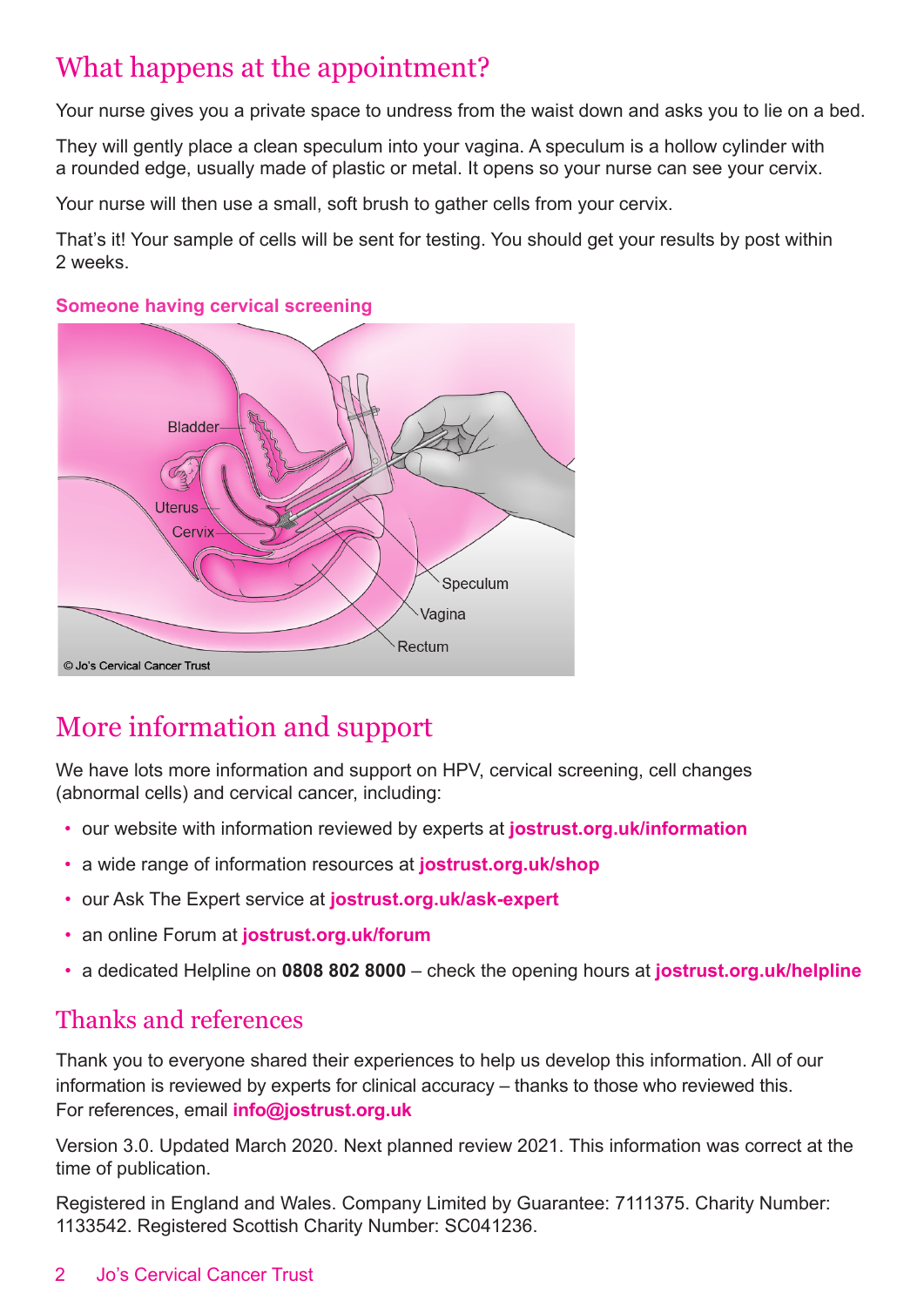## What happens at the appointment?

Your nurse gives you a private space to undress from the waist down and asks you to lie on a bed.

They will gently place a clean speculum into your vagina. A speculum is a hollow cylinder with a rounded edge, usually made of plastic or metal. It opens so your nurse can see your cervix.

Your nurse will then use a small, soft brush to gather cells from your cervix.

That's it! Your sample of cells will be sent for testing. You should get your results by post within 2 weeks.

**Someone having cervical screening**

Bladder

Uterus

Cervix

Speculum

Vagina

Rectum

© Jo's Cervical Cancer Trust

## More information and support

We have lots more information and support on HPV, cervical screening, cell changes (abnormal cells) and cervical cancer, including:

- our website with information reviewed by experts at **jostrust.org.uk/information**
- a wide range of information resources at **jostrust.org.uk/shop**
- our Ask The Expert service at **jostrust.org.uk/ask-expert**
- an online Forum at **jostrust.org.uk/forum**
- a dedicated Helpline on **0808 802 8000** – check the opening hours at **jostrust.org.uk/helpline**

## Thanks and references

Thank you to everyone shared their experiences to help us develop this information. All of our information is reviewed by experts for clinical accuracy – thanks to those who reviewed this. For references, email **info@jostrust.org.uk**

Version 3.0. Updated March 2020. Next planned review 2021. This information was correct at the time of publication.

Registered in England and Wales. Company Limited by Guarantee: 7111375. Charity Number: 1133542. Registered Scottish Charity Number: SC041236.